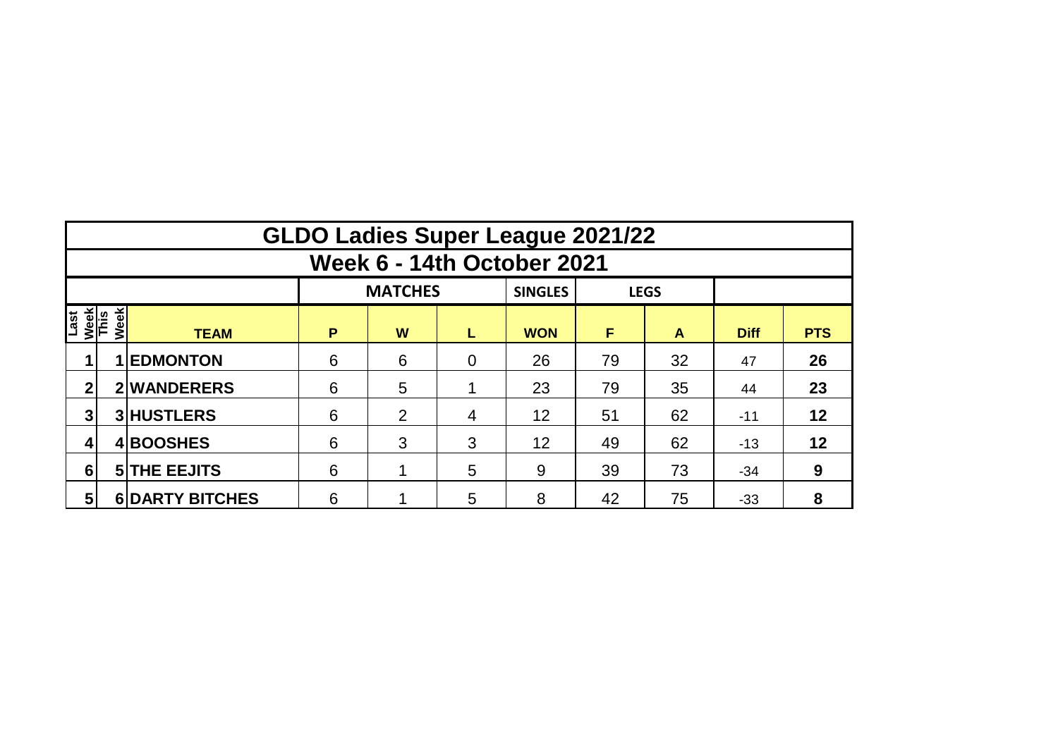# GLDO Ladies Super League 2021/22

## Week 6 - 14th October 2021

| | | | MATCHES | | | SINGLES | LEGS | | | |
|---|---|---|---|---|---|---|---|---|---|---|
| Last Week | This Week | TEAM | P | W | L | WON | F | A | Diff | PTS |
| 1 | 1 | EDMONTON | 6 | 6 | 0 | 26 | 79 | 32 | 47 | 26 |
| 2 | 2 | WANDERERS | 6 | 5 | 1 | 23 | 79 | 35 | 44 | 23 |
| 3 | 3 | HUSTLERS | 6 | 2 | 4 | 12 | 51 | 62 | -11 | 12 |
| 4 | 4 | BOOSHES | 6 | 3 | 3 | 12 | 49 | 62 | -13 | 12 |
| 6 | 5 | THE EEJITS | 6 | 1 | 5 | 9 | 39 | 73 | -34 | 9 |
| 5 | 6 | DARTY BITCHES | 6 | 1 | 5 | 8 | 42 | 75 | -33 | 8 |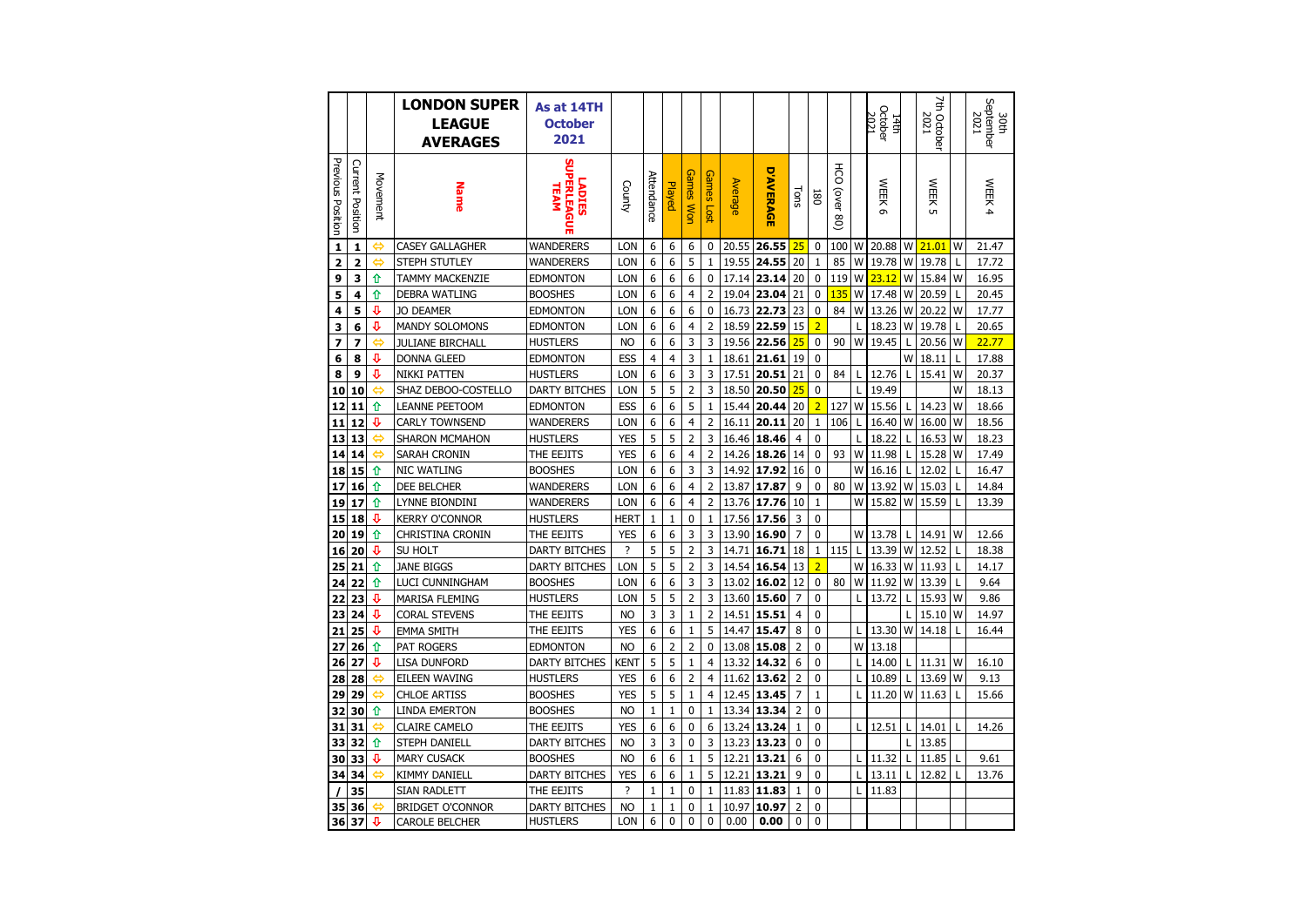| | | | LONDON SUPER LEAGUE AVERAGES | As at 14TH October 2021 | | | | | | | | | | | | 14th October 2021 | | 7th October 2021 | | 30th September 2021 |
|---|---|---|---|---|---|---|---|---|---|---|---|---|---|---|---|---|---|---|---|---|
| Previous Position | Current Position | Movement | Name | LADIES SUPERLEAGUE TEAM | County | Attendance | Played | Games Won | Games Lost | Average | D'AVERAGE | Tons | 180 | HCO (over 80) | | WEEK 6 | | WEEK 5 | | WEEK 4 |
| 1 | 1 | ⇔ | CASEY GALLAGHER | WANDERERS | LON | 6 | 6 | 6 | 0 | 20.55 | 26.55 | 25 | 0 | 100 | W | 20.88 | W | 21.01 | W | 21.47 |
| 2 | 2 | ⇔ | STEPH STUTLEY | WANDERERS | LON | 6 | 6 | 5 | 1 | 19.55 | 24.55 | 20 | 1 | 85 | W | 19.78 | W | 19.78 | L | 17.72 |
| 9 | 3 | ⇧ | TAMMY MACKENZIE | EDMONTON | LON | 6 | 6 | 6 | 0 | 17.14 | 23.14 | 20 | 0 | 119 | W | 23.12 | W | 15.84 | W | 16.95 |
| 5 | 4 | ⇧ | DEBRA WATLING | BOOSHES | LON | 6 | 6 | 4 | 2 | 19.04 | 23.04 | 21 | 0 | 135 | W | 17.48 | W | 20.59 | L | 20.45 |
| 4 | 5 | ⇩ | JO DEAMER | EDMONTON | LON | 6 | 6 | 6 | 0 | 16.73 | 22.73 | 23 | 0 | 84 | W | 13.26 | W | 20.22 | W | 17.77 |
| 3 | 6 | ⇩ | MANDY SOLOMONS | EDMONTON | LON | 6 | 6 | 4 | 2 | 18.59 | 22.59 | 15 | 2 | | L | 18.23 | W | 19.78 | L | 20.65 |
| 7 | 7 | ⇔ | JULIANE BIRCHALL | HUSTLERS | NO | 6 | 6 | 3 | 3 | 19.56 | 22.56 | 25 | 0 | 90 | W | 19.45 | L | 20.56 | W | 22.77 |
| 6 | 8 | ⇩ | DONNA GLEED | EDMONTON | ESS | 4 | 4 | 3 | 1 | 18.61 | 21.61 | 19 | 0 | | | | W | 18.11 | L | 17.88 |
| 8 | 9 | ⇩ | NIKKI PATTEN | HUSTLERS | LON | 6 | 6 | 3 | 3 | 17.51 | 20.51 | 21 | 0 | 84 | L | 12.76 | L | 15.41 | W | 20.37 |
| 10 | 10 | ⇔ | SHAZ DEBOO-COSTELLO | DARTY BITCHES | LON | 5 | 5 | 2 | 3 | 18.50 | 20.50 | 25 | 0 | | L | 19.49 | | | W | 18.13 |
| 12 | 11 | ⇧ | LEANNE PEETOOM | EDMONTON | ESS | 6 | 6 | 5 | 1 | 15.44 | 20.44 | 20 | 2 | 127 | W | 15.56 | L | 14.23 | W | 18.66 |
| 11 | 12 | ⇩ | CARLY TOWNSEND | WANDERERS | LON | 6 | 6 | 4 | 2 | 16.11 | 20.11 | 20 | 1 | 106 | L | 16.40 | W | 16.00 | W | 18.56 |
| 13 | 13 | ⇔ | SHARON MCMAHON | HUSTLERS | YES | 5 | 5 | 2 | 3 | 16.46 | 18.46 | 4 | 0 | | L | 18.22 | L | 16.53 | W | 18.23 |
| 14 | 14 | ⇔ | SARAH CRONIN | THE EEJITS | YES | 6 | 6 | 4 | 2 | 14.26 | 18.26 | 14 | 0 | 93 | W | 11.98 | L | 15.28 | W | 17.49 |
| 18 | 15 | ⇧ | NIC WATLING | BOOSHES | LON | 6 | 6 | 3 | 3 | 14.92 | 17.92 | 16 | 0 | | W | 16.16 | L | 12.02 | L | 16.47 |
| 17 | 16 | ⇧ | DEE BELCHER | WANDERERS | LON | 6 | 6 | 4 | 2 | 13.87 | 17.87 | 9 | 0 | 80 | W | 13.92 | W | 15.03 | L | 14.84 |
| 19 | 17 | ⇧ | LYNNE BIONDINI | WANDERERS | LON | 6 | 6 | 4 | 2 | 13.76 | 17.76 | 10 | 1 | | W | 15.82 | W | 15.59 | L | 13.39 |
| 15 | 18 | ⇩ | KERRY O'CONNOR | HUSTLERS | HERT | 1 | 1 | 0 | 1 | 17.56 | 17.56 | 3 | 0 | | | | | | | |
| 20 | 19 | ⇧ | CHRISTINA CRONIN | THE EEJITS | YES | 6 | 6 | 3 | 3 | 13.90 | 16.90 | 7 | 0 | | W | 13.78 | L | 14.91 | W | 12.66 |
| 16 | 20 | ⇩ | SU HOLT | DARTY BITCHES | ? | 5 | 5 | 2 | 3 | 14.71 | 16.71 | 18 | 1 | 115 | L | 13.39 | W | 12.52 | L | 18.38 |
| 25 | 21 | ⇧ | JANE BIGGS | DARTY BITCHES | LON | 5 | 5 | 2 | 3 | 14.54 | 16.54 | 13 | 2 | | W | 16.33 | W | 11.93 | L | 14.17 |
| 24 | 22 | ⇧ | LUCI CUNNINGHAM | BOOSHES | LON | 6 | 6 | 3 | 3 | 13.02 | 16.02 | 12 | 0 | 80 | W | 11.92 | W | 13.39 | L | 9.64 |
| 22 | 23 | ⇩ | MARISA FLEMING | HUSTLERS | LON | 5 | 5 | 2 | 3 | 13.60 | 15.60 | 7 | 0 | | L | 13.72 | L | 15.93 | W | 9.86 |
| 23 | 24 | ⇩ | CORAL STEVENS | THE EEJITS | NO | 3 | 3 | 1 | 2 | 14.51 | 15.51 | 4 | 0 | | | | L | 15.10 | W | 14.97 |
| 21 | 25 | ⇩ | EMMA SMITH | THE EEJITS | YES | 6 | 6 | 1 | 5 | 14.47 | 15.47 | 8 | 0 | | L | 13.30 | W | 14.18 | L | 16.44 |
| 27 | 26 | ⇧ | PAT ROGERS | EDMONTON | NO | 6 | 2 | 2 | 0 | 13.08 | 15.08 | 2 | 0 | | W | 13.18 | | | | |
| 26 | 27 | ⇩ | LISA DUNFORD | DARTY BITCHES | KENT | 5 | 5 | 1 | 4 | 13.32 | 14.32 | 6 | 0 | | L | 14.00 | L | 11.31 | W | 16.10 |
| 28 | 28 | ⇔ | EILEEN WAVING | HUSTLERS | YES | 6 | 6 | 2 | 4 | 11.62 | 13.62 | 2 | 0 | | L | 10.89 | L | 13.69 | W | 9.13 |
| 29 | 29 | ⇔ | CHLOE ARTISS | BOOSHES | YES | 5 | 5 | 1 | 4 | 12.45 | 13.45 | 7 | 1 | | L | 11.20 | W | 11.63 | L | 15.66 |
| 32 | 30 | ⇧ | LINDA EMERTON | BOOSHES | NO | 1 | 1 | 0 | 1 | 13.34 | 13.34 | 2 | 0 | | | | | | | |
| 31 | 31 | ⇔ | CLAIRE CAMELO | THE EEJITS | YES | 6 | 6 | 0 | 6 | 13.24 | 13.24 | 1 | 0 | | L | 12.51 | L | 14.01 | L | 14.26 |
| 33 | 32 | ⇧ | STEPH DANIELL | DARTY BITCHES | NO | 3 | 3 | 0 | 3 | 13.23 | 13.23 | 0 | 0 | | | | L | 13.85 | | |
| 30 | 33 | ⇩ | MARY CUSACK | BOOSHES | NO | 6 | 6 | 1 | 5 | 12.21 | 13.21 | 6 | 0 | | L | 11.32 | L | 11.85 | L | 9.61 |
| 34 | 34 | ⇔ | KIMMY DANIELL | DARTY BITCHES | YES | 6 | 6 | 1 | 5 | 12.21 | 13.21 | 9 | 0 | | L | 13.11 | L | 12.82 | L | 13.76 |
| / | 35 | | SIAN RADLETT | THE EEJITS | ? | 1 | 1 | 0 | 1 | 11.83 | 11.83 | 1 | 0 | | L | 11.83 | | | | |
| 35 | 36 | ⇔ | BRIDGET O'CONNOR | DARTY BITCHES | NO | 1 | 1 | 0 | 1 | 10.97 | 10.97 | 2 | 0 | | | | | | | |
| 36 | 37 | ⇩ | CAROLE BELCHER | HUSTLERS | LON | 6 | 0 | 0 | 0 | 0.00 | 0.00 | 0 | 0 | | | | | | | |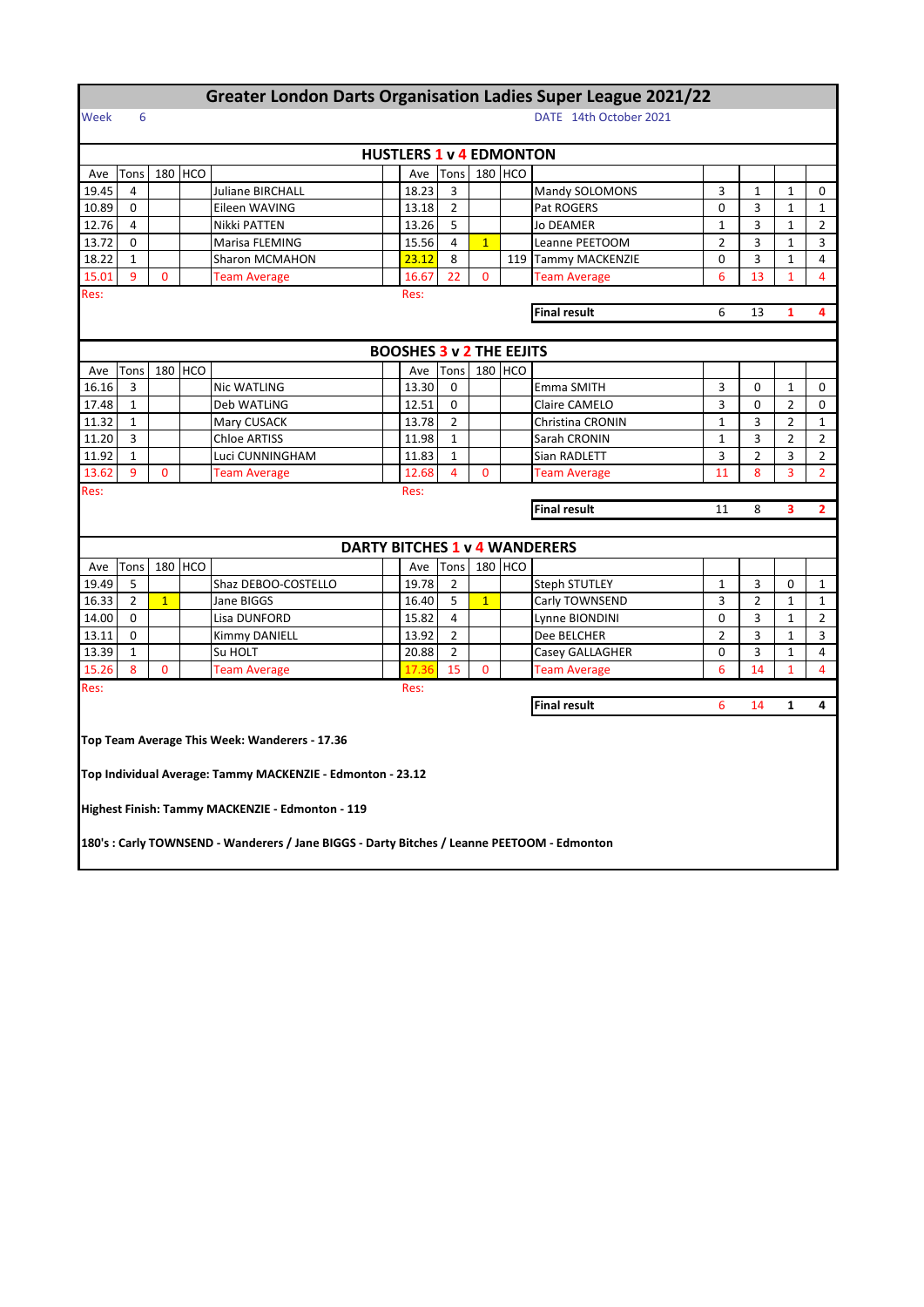# Greater London Darts Organisation Ladies Super League 2021/22

Week 6

DATE 14th October 2021

## HUSTLERS 1 v 4 EDMONTON

| Ave | Tons | 180 | HCO | | Ave | Tons | 180 | HCO | | | | | |
|---|---|---|---|---|---|---|---|---|---|---|---|---|---|
| 19.45 | 4 | | | Juliane BIRCHALL | 18.23 | 3 | | | Mandy SOLOMONS | 3 | 1 | 1 | 0 |
| 10.89 | 0 | | | Eileen WAVING | 13.18 | 2 | | | Pat ROGERS | 0 | 3 | 1 | 1 |
| 12.76 | 4 | | | Nikki PATTEN | 13.26 | 5 | | | Jo DEAMER | 1 | 3 | 1 | 2 |
| 13.72 | 0 | | | Marisa FLEMING | 15.56 | 4 | 1 | | Leanne PEETOOM | 2 | 3 | 1 | 3 |
| 18.22 | 1 | | | Sharon MCMAHON | 23.12 | 8 | | 119 | Tammy MACKENZIE | 0 | 3 | 1 | 4 |
| 15.01 | 9 | 0 | | Team Average | 16.67 | 22 | 0 | | Team Average | 6 | 13 | 1 | 4 |
| Res: | | | | | Res: | | | | | | | | |
| | | | | | | | | | **Final result** | 6 | 13 | 1 | 4 |

## BOOSHES 3 v 2 THE EEJITS

| Ave | Tons | 180 | HCO | | Ave | Tons | 180 | HCO | | | | | |
|---|---|---|---|---|---|---|---|---|---|---|---|---|---|
| 16.16 | 3 | | | Nic WATLING | 13.30 | 0 | | | Emma SMITH | 3 | 0 | 1 | 0 |
| 17.48 | 1 | | | Deb WATLiNG | 12.51 | 0 | | | Claire CAMELO | 3 | 0 | 2 | 0 |
| 11.32 | 1 | | | Mary CUSACK | 13.78 | 2 | | | Christina CRONIN | 1 | 3 | 2 | 1 |
| 11.20 | 3 | | | Chloe ARTISS | 11.98 | 1 | | | Sarah CRONIN | 1 | 3 | 2 | 2 |
| 11.92 | 1 | | | Luci CUNNINGHAM | 11.83 | 1 | | | Sian RADLETT | 3 | 2 | 3 | 2 |
| 13.62 | 9 | 0 | | Team Average | 12.68 | 4 | 0 | | Team Average | 11 | 8 | 3 | 2 |
| Res: | | | | | Res: | | | | | | | | |
| | | | | | | | | | **Final result** | 11 | 8 | 3 | 2 |

## DARTY BITCHES 1 v 4 WANDERERS

| Ave | Tons | 180 | HCO | | Ave | Tons | 180 | HCO | | | | | |
|---|---|---|---|---|---|---|---|---|---|---|---|---|---|
| 19.49 | 5 | | | Shaz DEBOO-COSTELLO | 19.78 | 2 | | | Steph STUTLEY | 1 | 3 | 0 | 1 |
| 16.33 | 2 | 1 | | Jane BIGGS | 16.40 | 5 | 1 | | Carly TOWNSEND | 3 | 2 | 1 | 1 |
| 14.00 | 0 | | | Lisa DUNFORD | 15.82 | 4 | | | Lynne BIONDINI | 0 | 3 | 1 | 2 |
| 13.11 | 0 | | | Kimmy DANIELL | 13.92 | 2 | | | Dee BELCHER | 2 | 3 | 1 | 3 |
| 13.39 | 1 | | | Su HOLT | 20.88 | 2 | | | Casey GALLAGHER | 0 | 3 | 1 | 4 |
| 15.26 | 8 | 0 | | Team Average | 17.36 | 15 | 0 | | Team Average | 6 | 14 | 1 | 4 |
| Res: | | | | | Res: | | | | | | | | |
| | | | | | | | | | **Final result** | 6 | 14 | 1 | 4 |

**Top Team Average This Week: Wanderers - 17.36**

**Top Individual Average: Tammy MACKENZIE - Edmonton - 23.12**

**Highest Finish: Tammy MACKENZIE - Edmonton - 119**

**180's : Carly TOWNSEND - Wanderers / Jane BIGGS - Darty Bitches / Leanne PEETOOM - Edmonton**